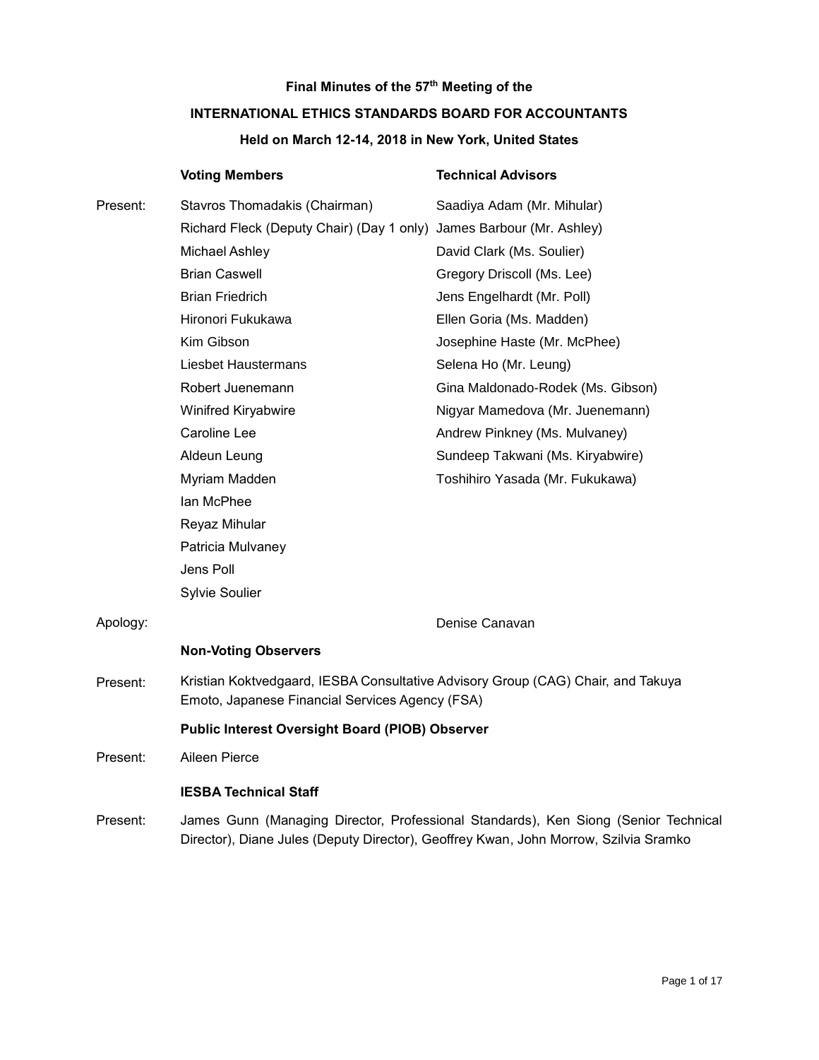**Final Minutes of the 57th Meeting of the**

**INTERNATIONAL ETHICS STANDARDS BOARD FOR ACCOUNTANTS**

**Held on March 12-14, 2018 in New York, United States**

| | **Voting Members** | **Technical Advisors** |
|---|---|---|
| Present: | Stavros Thomadakis (Chairman) | Saadiya Adam (Mr. Mihular) |
| | Richard Fleck (Deputy Chair) (Day 1 only) | James Barbour (Mr. Ashley) |
| | Michael Ashley | David Clark (Ms. Soulier) |
| | Brian Caswell | Gregory Driscoll (Ms. Lee) |
| | Brian Friedrich | Jens Engelhardt (Mr. Poll) |
| | Hironori Fukukawa | Ellen Goria (Ms. Madden) |
| | Kim Gibson | Josephine Haste (Mr. McPhee) |
| | Liesbet Haustermans | Selena Ho (Mr. Leung) |
| | Robert Juenemann | Gina Maldonado-Rodek (Ms. Gibson) |
| | Winifred Kiryabwire | Nigyar Mamedova (Mr. Juenemann) |
| | Caroline Lee | Andrew Pinkney (Ms. Mulvaney) |
| | Aldeun Leung | Sundeep Takwani (Ms. Kiryabwire) |
| | Myriam Madden | Toshihiro Yasada (Mr. Fukukawa) |
| | Ian McPhee | |
| | Reyaz Mihular | |
| | Patricia Mulvaney | |
| | Jens Poll | |
| | Sylvie Soulier | |
| Apology: | | Denise Canavan |

**Non-Voting Observers**

Present: Kristian Koktvedgaard, IESBA Consultative Advisory Group (CAG) Chair, and Takuya Emoto, Japanese Financial Services Agency (FSA)

**Public Interest Oversight Board (PIOB) Observer**

Present: Aileen Pierce

**IESBA Technical Staff**

Present: James Gunn (Managing Director, Professional Standards), Ken Siong (Senior Technical Director), Diane Jules (Deputy Director), Geoffrey Kwan, John Morrow, Szilvia Sramko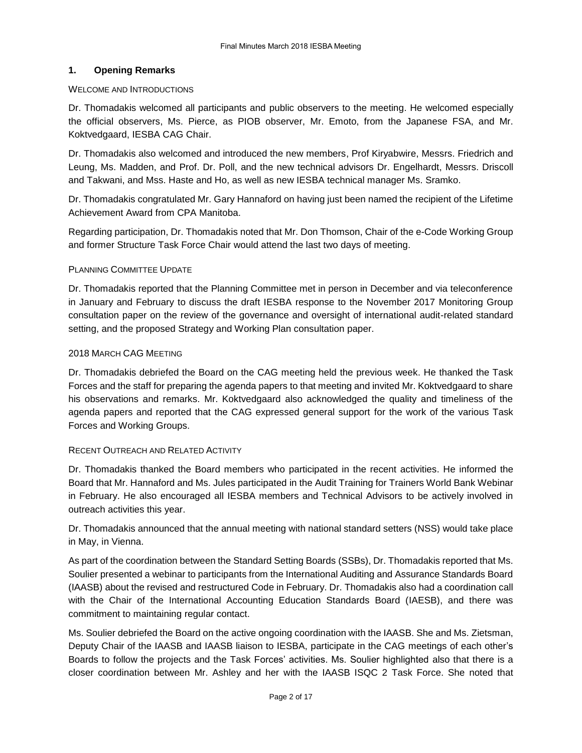## 1. Opening Remarks

WELCOME AND INTRODUCTIONS

Dr. Thomadakis welcomed all participants and public observers to the meeting. He welcomed especially the official observers, Ms. Pierce, as PIOB observer, Mr. Emoto, from the Japanese FSA, and Mr. Koktvedgaard, IESBA CAG Chair.

Dr. Thomadakis also welcomed and introduced the new members, Prof Kiryabwire, Messrs. Friedrich and Leung, Ms. Madden, and Prof. Dr. Poll, and the new technical advisors Dr. Engelhardt, Messrs. Driscoll and Takwani, and Mss. Haste and Ho, as well as new IESBA technical manager Ms. Sramko.

Dr. Thomadakis congratulated Mr. Gary Hannaford on having just been named the recipient of the Lifetime Achievement Award from CPA Manitoba.

Regarding participation, Dr. Thomadakis noted that Mr. Don Thomson, Chair of the e-Code Working Group and former Structure Task Force Chair would attend the last two days of meeting.

PLANNING COMMITTEE UPDATE

Dr. Thomadakis reported that the Planning Committee met in person in December and via teleconference in January and February to discuss the draft IESBA response to the November 2017 Monitoring Group consultation paper on the review of the governance and oversight of international audit-related standard setting, and the proposed Strategy and Working Plan consultation paper.

2018 MARCH CAG MEETING

Dr. Thomadakis debriefed the Board on the CAG meeting held the previous week. He thanked the Task Forces and the staff for preparing the agenda papers to that meeting and invited Mr. Koktvedgaard to share his observations and remarks. Mr. Koktvedgaard also acknowledged the quality and timeliness of the agenda papers and reported that the CAG expressed general support for the work of the various Task Forces and Working Groups.

RECENT OUTREACH AND RELATED ACTIVITY

Dr. Thomadakis thanked the Board members who participated in the recent activities. He informed the Board that Mr. Hannaford and Ms. Jules participated in the Audit Training for Trainers World Bank Webinar in February. He also encouraged all IESBA members and Technical Advisors to be actively involved in outreach activities this year.

Dr. Thomadakis announced that the annual meeting with national standard setters (NSS) would take place in May, in Vienna.

As part of the coordination between the Standard Setting Boards (SSBs), Dr. Thomadakis reported that Ms. Soulier presented a webinar to participants from the International Auditing and Assurance Standards Board (IAASB) about the revised and restructured Code in February. Dr. Thomadakis also had a coordination call with the Chair of the International Accounting Education Standards Board (IAESB), and there was commitment to maintaining regular contact.

Ms. Soulier debriefed the Board on the active ongoing coordination with the IAASB. She and Ms. Zietsman, Deputy Chair of the IAASB and IAASB liaison to IESBA, participate in the CAG meetings of each other's Boards to follow the projects and the Task Forces' activities. Ms. Soulier highlighted also that there is a closer coordination between Mr. Ashley and her with the IAASB ISQC 2 Task Force. She noted that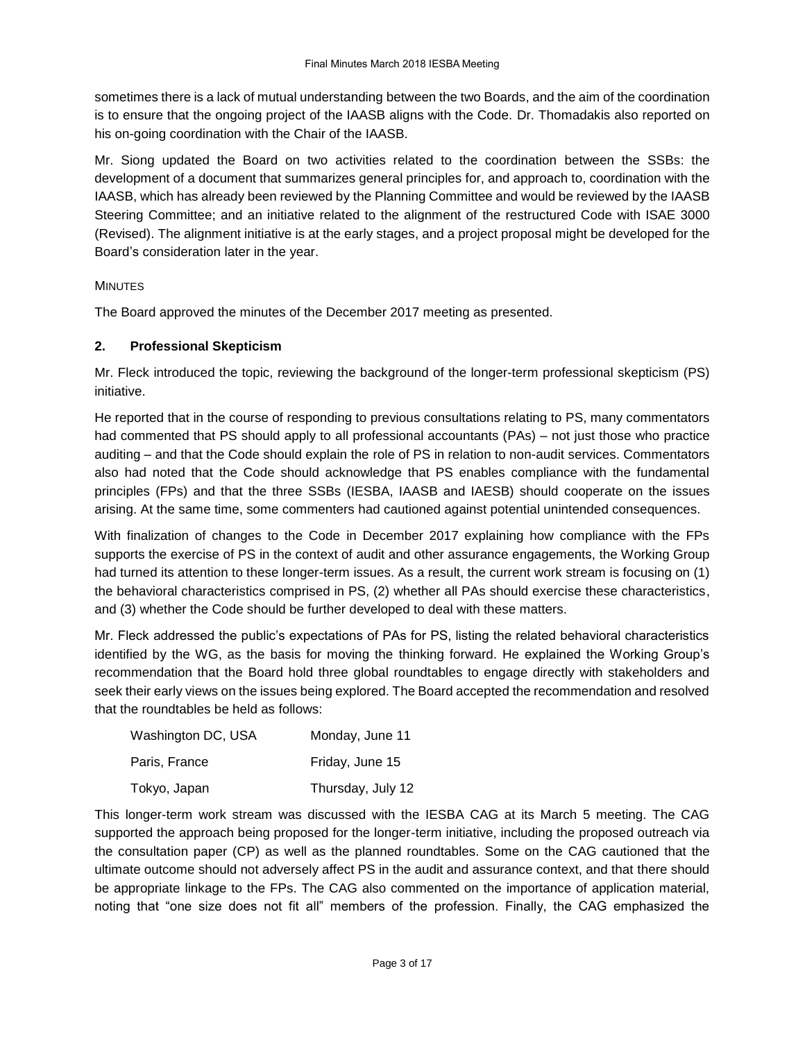sometimes there is a lack of mutual understanding between the two Boards, and the aim of the coordination is to ensure that the ongoing project of the IAASB aligns with the Code. Dr. Thomadakis also reported on his on-going coordination with the Chair of the IAASB.

Mr. Siong updated the Board on two activities related to the coordination between the SSBs: the development of a document that summarizes general principles for, and approach to, coordination with the IAASB, which has already been reviewed by the Planning Committee and would be reviewed by the IAASB Steering Committee; and an initiative related to the alignment of the restructured Code with ISAE 3000 (Revised). The alignment initiative is at the early stages, and a project proposal might be developed for the Board's consideration later in the year.

MINUTES

The Board approved the minutes of the December 2017 meeting as presented.

## 2. Professional Skepticism

Mr. Fleck introduced the topic, reviewing the background of the longer-term professional skepticism (PS) initiative.

He reported that in the course of responding to previous consultations relating to PS, many commentators had commented that PS should apply to all professional accountants (PAs) – not just those who practice auditing – and that the Code should explain the role of PS in relation to non-audit services. Commentators also had noted that the Code should acknowledge that PS enables compliance with the fundamental principles (FPs) and that the three SSBs (IESBA, IAASB and IAESB) should cooperate on the issues arising. At the same time, some commenters had cautioned against potential unintended consequences.

With finalization of changes to the Code in December 2017 explaining how compliance with the FPs supports the exercise of PS in the context of audit and other assurance engagements, the Working Group had turned its attention to these longer-term issues. As a result, the current work stream is focusing on (1) the behavioral characteristics comprised in PS, (2) whether all PAs should exercise these characteristics, and (3) whether the Code should be further developed to deal with these matters.

Mr. Fleck addressed the public's expectations of PAs for PS, listing the related behavioral characteristics identified by the WG, as the basis for moving the thinking forward. He explained the Working Group's recommendation that the Board hold three global roundtables to engage directly with stakeholders and seek their early views on the issues being explored. The Board accepted the recommendation and resolved that the roundtables be held as follows:

| | |
|---|---|
| Washington DC, USA | Monday, June 11 |
| Paris, France | Friday, June 15 |
| Tokyo, Japan | Thursday, July 12 |

This longer-term work stream was discussed with the IESBA CAG at its March 5 meeting. The CAG supported the approach being proposed for the longer-term initiative, including the proposed outreach via the consultation paper (CP) as well as the planned roundtables. Some on the CAG cautioned that the ultimate outcome should not adversely affect PS in the audit and assurance context, and that there should be appropriate linkage to the FPs. The CAG also commented on the importance of application material, noting that "one size does not fit all" members of the profession. Finally, the CAG emphasized the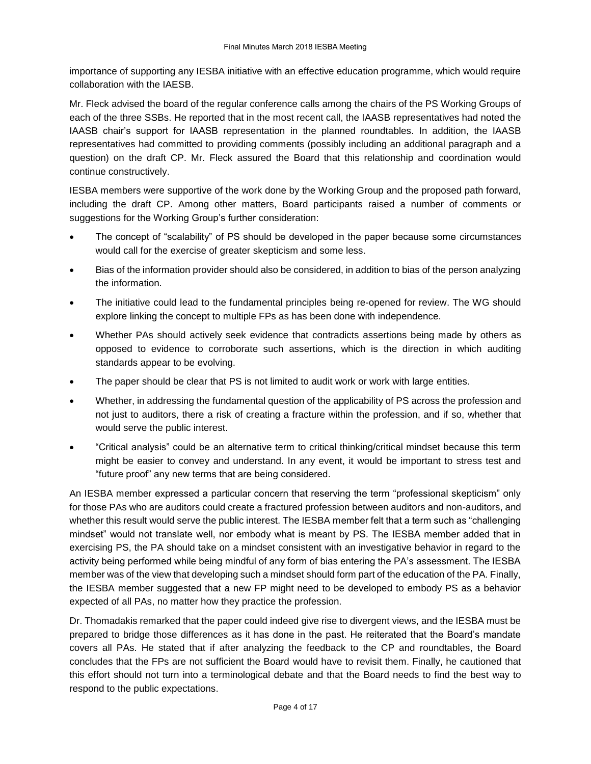importance of supporting any IESBA initiative with an effective education programme, which would require collaboration with the IAESB.

Mr. Fleck advised the board of the regular conference calls among the chairs of the PS Working Groups of each of the three SSBs. He reported that in the most recent call, the IAASB representatives had noted the IAASB chair's support for IAASB representation in the planned roundtables. In addition, the IAASB representatives had committed to providing comments (possibly including an additional paragraph and a question) on the draft CP. Mr. Fleck assured the Board that this relationship and coordination would continue constructively.

IESBA members were supportive of the work done by the Working Group and the proposed path forward, including the draft CP. Among other matters, Board participants raised a number of comments or suggestions for the Working Group's further consideration:

- The concept of "scalability" of PS should be developed in the paper because some circumstances would call for the exercise of greater skepticism and some less.
- Bias of the information provider should also be considered, in addition to bias of the person analyzing the information.
- The initiative could lead to the fundamental principles being re-opened for review. The WG should explore linking the concept to multiple FPs as has been done with independence.
- Whether PAs should actively seek evidence that contradicts assertions being made by others as opposed to evidence to corroborate such assertions, which is the direction in which auditing standards appear to be evolving.
- The paper should be clear that PS is not limited to audit work or work with large entities.
- Whether, in addressing the fundamental question of the applicability of PS across the profession and not just to auditors, there a risk of creating a fracture within the profession, and if so, whether that would serve the public interest.
- "Critical analysis" could be an alternative term to critical thinking/critical mindset because this term might be easier to convey and understand. In any event, it would be important to stress test and "future proof" any new terms that are being considered.

An IESBA member expressed a particular concern that reserving the term "professional skepticism" only for those PAs who are auditors could create a fractured profession between auditors and non-auditors, and whether this result would serve the public interest. The IESBA member felt that a term such as "challenging mindset" would not translate well, nor embody what is meant by PS. The IESBA member added that in exercising PS, the PA should take on a mindset consistent with an investigative behavior in regard to the activity being performed while being mindful of any form of bias entering the PA's assessment. The IESBA member was of the view that developing such a mindset should form part of the education of the PA. Finally, the IESBA member suggested that a new FP might need to be developed to embody PS as a behavior expected of all PAs, no matter how they practice the profession.

Dr. Thomadakis remarked that the paper could indeed give rise to divergent views, and the IESBA must be prepared to bridge those differences as it has done in the past. He reiterated that the Board's mandate covers all PAs. He stated that if after analyzing the feedback to the CP and roundtables, the Board concludes that the FPs are not sufficient the Board would have to revisit them. Finally, he cautioned that this effort should not turn into a terminological debate and that the Board needs to find the best way to respond to the public expectations.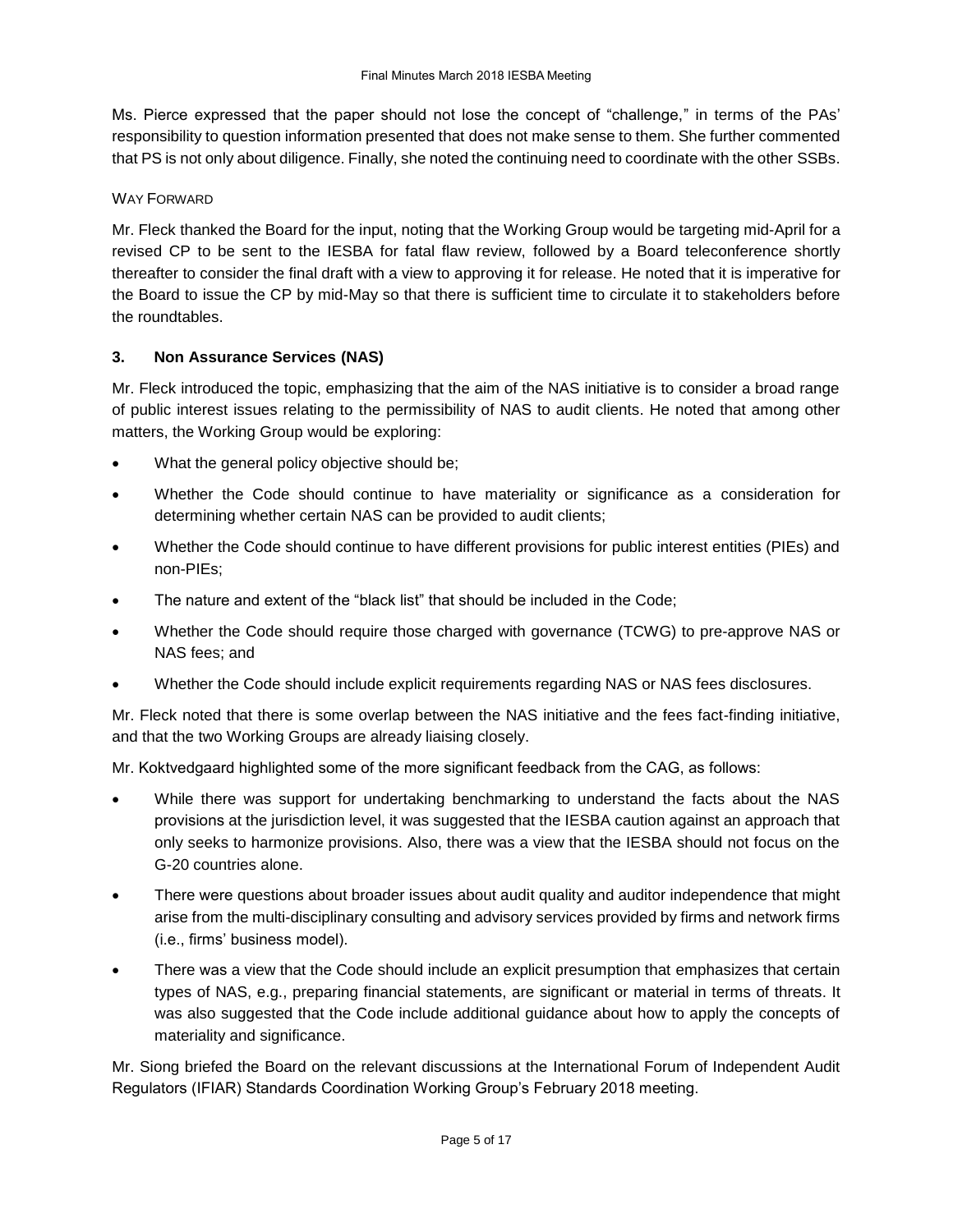Ms. Pierce expressed that the paper should not lose the concept of "challenge," in terms of the PAs' responsibility to question information presented that does not make sense to them. She further commented that PS is not only about diligence. Finally, she noted the continuing need to coordinate with the other SSBs.

WAY FORWARD

Mr. Fleck thanked the Board for the input, noting that the Working Group would be targeting mid-April for a revised CP to be sent to the IESBA for fatal flaw review, followed by a Board teleconference shortly thereafter to consider the final draft with a view to approving it for release. He noted that it is imperative for the Board to issue the CP by mid-May so that there is sufficient time to circulate it to stakeholders before the roundtables.

### 3. Non Assurance Services (NAS)

Mr. Fleck introduced the topic, emphasizing that the aim of the NAS initiative is to consider a broad range of public interest issues relating to the permissibility of NAS to audit clients. He noted that among other matters, the Working Group would be exploring:

- What the general policy objective should be;
- Whether the Code should continue to have materiality or significance as a consideration for determining whether certain NAS can be provided to audit clients;
- Whether the Code should continue to have different provisions for public interest entities (PIEs) and non-PIEs;
- The nature and extent of the "black list" that should be included in the Code;
- Whether the Code should require those charged with governance (TCWG) to pre-approve NAS or NAS fees; and
- Whether the Code should include explicit requirements regarding NAS or NAS fees disclosures.

Mr. Fleck noted that there is some overlap between the NAS initiative and the fees fact-finding initiative, and that the two Working Groups are already liaising closely.

Mr. Koktvedgaard highlighted some of the more significant feedback from the CAG, as follows:

- While there was support for undertaking benchmarking to understand the facts about the NAS provisions at the jurisdiction level, it was suggested that the IESBA caution against an approach that only seeks to harmonize provisions. Also, there was a view that the IESBA should not focus on the G-20 countries alone.
- There were questions about broader issues about audit quality and auditor independence that might arise from the multi-disciplinary consulting and advisory services provided by firms and network firms (i.e., firms' business model).
- There was a view that the Code should include an explicit presumption that emphasizes that certain types of NAS, e.g., preparing financial statements, are significant or material in terms of threats. It was also suggested that the Code include additional guidance about how to apply the concepts of materiality and significance.

Mr. Siong briefed the Board on the relevant discussions at the International Forum of Independent Audit Regulators (IFIAR) Standards Coordination Working Group's February 2018 meeting.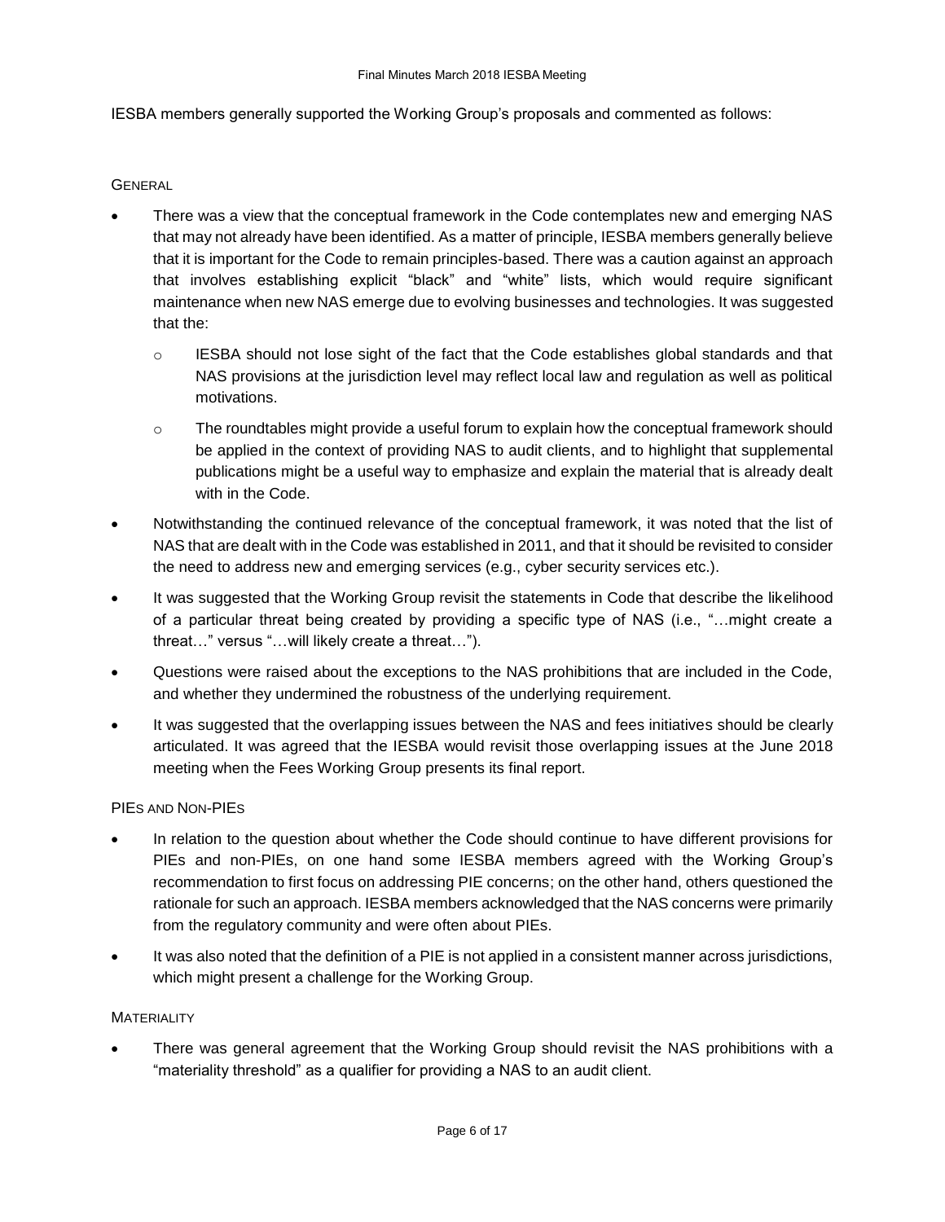IESBA members generally supported the Working Group's proposals and commented as follows:

### General

- There was a view that the conceptual framework in the Code contemplates new and emerging NAS that may not already have been identified. As a matter of principle, IESBA members generally believe that it is important for the Code to remain principles-based. There was a caution against an approach that involves establishing explicit "black" and "white" lists, which would require significant maintenance when new NAS emerge due to evolving businesses and technologies. It was suggested that the:
    - IESBA should not lose sight of the fact that the Code establishes global standards and that NAS provisions at the jurisdiction level may reflect local law and regulation as well as political motivations.
    - The roundtables might provide a useful forum to explain how the conceptual framework should be applied in the context of providing NAS to audit clients, and to highlight that supplemental publications might be a useful way to emphasize and explain the material that is already dealt with in the Code.
- Notwithstanding the continued relevance of the conceptual framework, it was noted that the list of NAS that are dealt with in the Code was established in 2011, and that it should be revisited to consider the need to address new and emerging services (e.g., cyber security services etc.).
- It was suggested that the Working Group revisit the statements in Code that describe the likelihood of a particular threat being created by providing a specific type of NAS (i.e., "…might create a threat…" versus "…will likely create a threat…").
- Questions were raised about the exceptions to the NAS prohibitions that are included in the Code, and whether they undermined the robustness of the underlying requirement.
- It was suggested that the overlapping issues between the NAS and fees initiatives should be clearly articulated. It was agreed that the IESBA would revisit those overlapping issues at the June 2018 meeting when the Fees Working Group presents its final report.

### PIEs and Non-PIEs

- In relation to the question about whether the Code should continue to have different provisions for PIEs and non-PIEs, on one hand some IESBA members agreed with the Working Group's recommendation to first focus on addressing PIE concerns; on the other hand, others questioned the rationale for such an approach. IESBA members acknowledged that the NAS concerns were primarily from the regulatory community and were often about PIEs.
- It was also noted that the definition of a PIE is not applied in a consistent manner across jurisdictions, which might present a challenge for the Working Group.

### Materiality

- There was general agreement that the Working Group should revisit the NAS prohibitions with a "materiality threshold" as a qualifier for providing a NAS to an audit client.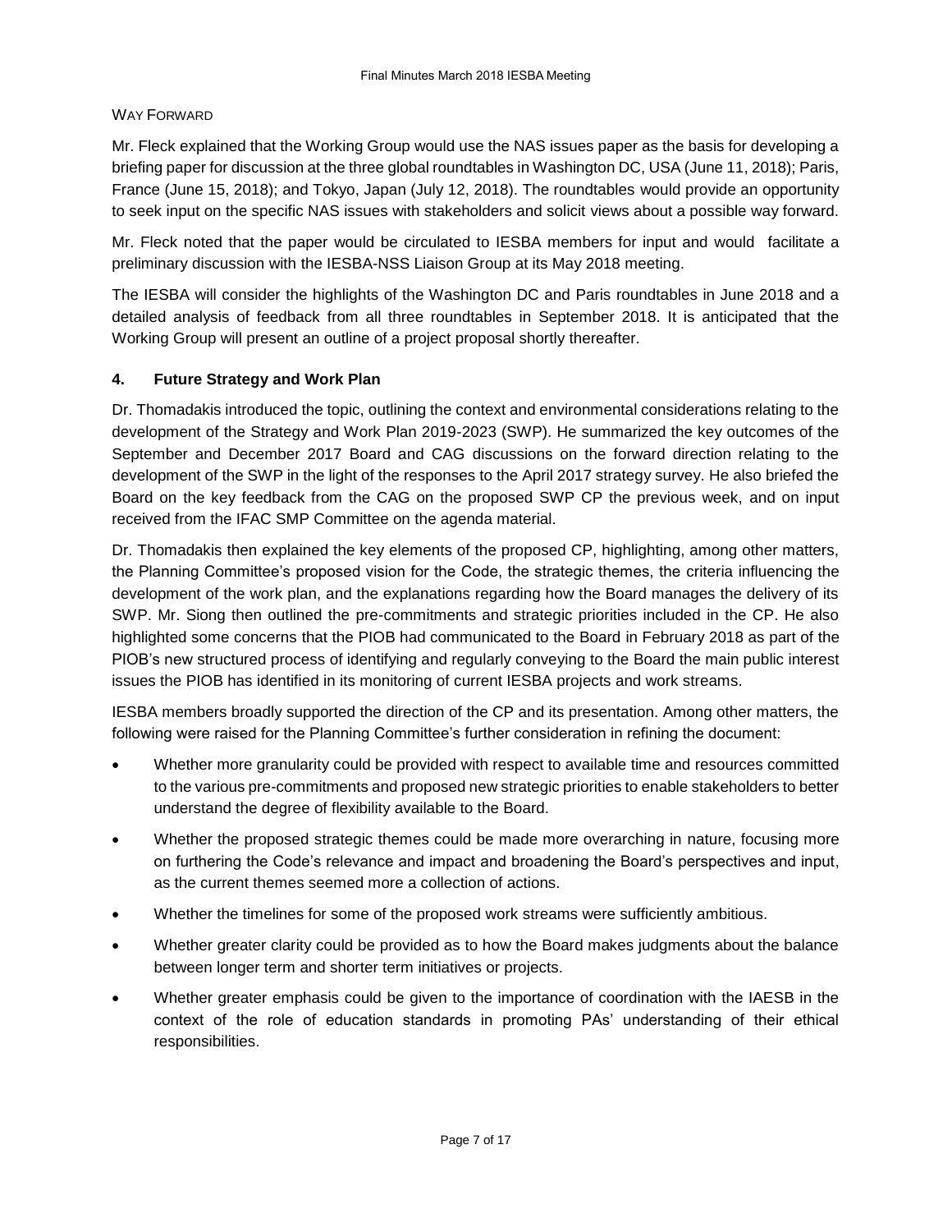WAY FORWARD

Mr. Fleck explained that the Working Group would use the NAS issues paper as the basis for developing a briefing paper for discussion at the three global roundtables in Washington DC, USA (June 11, 2018); Paris, France (June 15, 2018); and Tokyo, Japan (July 12, 2018). The roundtables would provide an opportunity to seek input on the specific NAS issues with stakeholders and solicit views about a possible way forward.

Mr. Fleck noted that the paper would be circulated to IESBA members for input and would facilitate a preliminary discussion with the IESBA-NSS Liaison Group at its May 2018 meeting.

The IESBA will consider the highlights of the Washington DC and Paris roundtables in June 2018 and a detailed analysis of feedback from all three roundtables in September 2018. It is anticipated that the Working Group will present an outline of a project proposal shortly thereafter.

## 4. Future Strategy and Work Plan

Dr. Thomadakis introduced the topic, outlining the context and environmental considerations relating to the development of the Strategy and Work Plan 2019-2023 (SWP). He summarized the key outcomes of the September and December 2017 Board and CAG discussions on the forward direction relating to the development of the SWP in the light of the responses to the April 2017 strategy survey. He also briefed the Board on the key feedback from the CAG on the proposed SWP CP the previous week, and on input received from the IFAC SMP Committee on the agenda material.

Dr. Thomadakis then explained the key elements of the proposed CP, highlighting, among other matters, the Planning Committee's proposed vision for the Code, the strategic themes, the criteria influencing the development of the work plan, and the explanations regarding how the Board manages the delivery of its SWP. Mr. Siong then outlined the pre-commitments and strategic priorities included in the CP. He also highlighted some concerns that the PIOB had communicated to the Board in February 2018 as part of the PIOB's new structured process of identifying and regularly conveying to the Board the main public interest issues the PIOB has identified in its monitoring of current IESBA projects and work streams.

IESBA members broadly supported the direction of the CP and its presentation. Among other matters, the following were raised for the Planning Committee's further consideration in refining the document:

- Whether more granularity could be provided with respect to available time and resources committed to the various pre-commitments and proposed new strategic priorities to enable stakeholders to better understand the degree of flexibility available to the Board.
- Whether the proposed strategic themes could be made more overarching in nature, focusing more on furthering the Code's relevance and impact and broadening the Board's perspectives and input, as the current themes seemed more a collection of actions.
- Whether the timelines for some of the proposed work streams were sufficiently ambitious.
- Whether greater clarity could be provided as to how the Board makes judgments about the balance between longer term and shorter term initiatives or projects.
- Whether greater emphasis could be given to the importance of coordination with the IAESB in the context of the role of education standards in promoting PAs' understanding of their ethical responsibilities.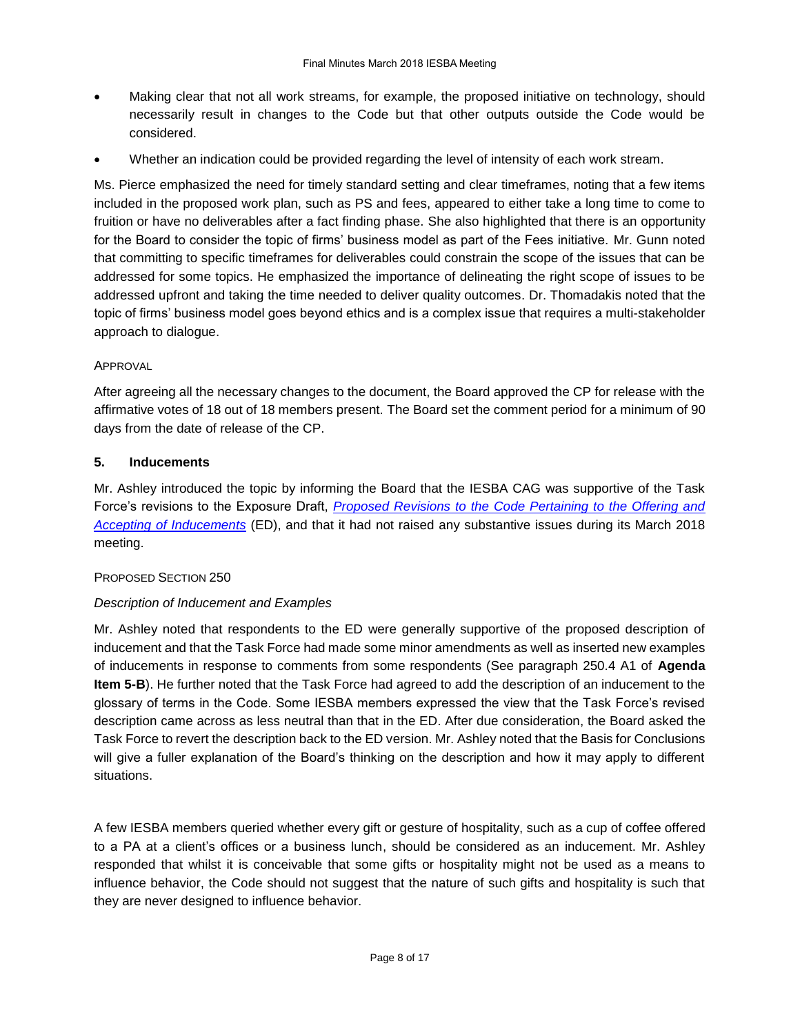- Making clear that not all work streams, for example, the proposed initiative on technology, should necessarily result in changes to the Code but that other outputs outside the Code would be considered.
- Whether an indication could be provided regarding the level of intensity of each work stream.

Ms. Pierce emphasized the need for timely standard setting and clear timeframes, noting that a few items included in the proposed work plan, such as PS and fees, appeared to either take a long time to come to fruition or have no deliverables after a fact finding phase. She also highlighted that there is an opportunity for the Board to consider the topic of firms' business model as part of the Fees initiative. Mr. Gunn noted that committing to specific timeframes for deliverables could constrain the scope of the issues that can be addressed for some topics. He emphasized the importance of delineating the right scope of issues to be addressed upfront and taking the time needed to deliver quality outcomes. Dr. Thomadakis noted that the topic of firms' business model goes beyond ethics and is a complex issue that requires a multi-stakeholder approach to dialogue.

APPROVAL

After agreeing all the necessary changes to the document, the Board approved the CP for release with the affirmative votes of 18 out of 18 members present. The Board set the comment period for a minimum of 90 days from the date of release of the CP.

## 5. Inducements

Mr. Ashley introduced the topic by informing the Board that the IESBA CAG was supportive of the Task Force's revisions to the Exposure Draft, *Proposed Revisions to the Code Pertaining to the Offering and Accepting of Inducements* (ED), and that it had not raised any substantive issues during its March 2018 meeting.

PROPOSED SECTION 250

*Description of Inducement and Examples*

Mr. Ashley noted that respondents to the ED were generally supportive of the proposed description of inducement and that the Task Force had made some minor amendments as well as inserted new examples of inducements in response to comments from some respondents (See paragraph 250.4 A1 of **Agenda Item 5-B**). He further noted that the Task Force had agreed to add the description of an inducement to the glossary of terms in the Code. Some IESBA members expressed the view that the Task Force's revised description came across as less neutral than that in the ED. After due consideration, the Board asked the Task Force to revert the description back to the ED version. Mr. Ashley noted that the Basis for Conclusions will give a fuller explanation of the Board's thinking on the description and how it may apply to different situations.

A few IESBA members queried whether every gift or gesture of hospitality, such as a cup of coffee offered to a PA at a client's offices or a business lunch, should be considered as an inducement. Mr. Ashley responded that whilst it is conceivable that some gifts or hospitality might not be used as a means to influence behavior, the Code should not suggest that the nature of such gifts and hospitality is such that they are never designed to influence behavior.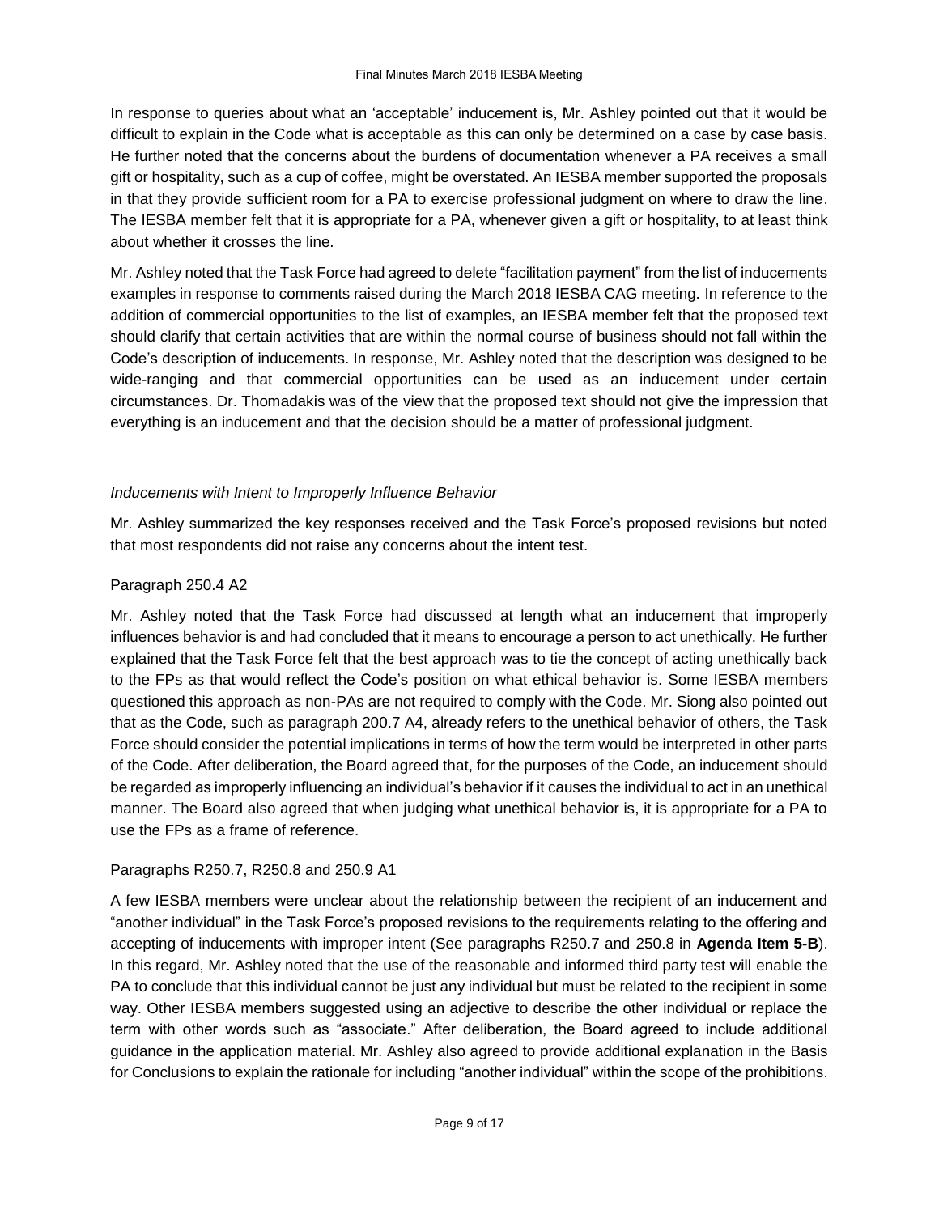In response to queries about what an 'acceptable' inducement is, Mr. Ashley pointed out that it would be difficult to explain in the Code what is acceptable as this can only be determined on a case by case basis. He further noted that the concerns about the burdens of documentation whenever a PA receives a small gift or hospitality, such as a cup of coffee, might be overstated. An IESBA member supported the proposals in that they provide sufficient room for a PA to exercise professional judgment on where to draw the line. The IESBA member felt that it is appropriate for a PA, whenever given a gift or hospitality, to at least think about whether it crosses the line.

Mr. Ashley noted that the Task Force had agreed to delete "facilitation payment" from the list of inducements examples in response to comments raised during the March 2018 IESBA CAG meeting. In reference to the addition of commercial opportunities to the list of examples, an IESBA member felt that the proposed text should clarify that certain activities that are within the normal course of business should not fall within the Code's description of inducements. In response, Mr. Ashley noted that the description was designed to be wide-ranging and that commercial opportunities can be used as an inducement under certain circumstances. Dr. Thomadakis was of the view that the proposed text should not give the impression that everything is an inducement and that the decision should be a matter of professional judgment.

*Inducements with Intent to Improperly Influence Behavior*

Mr. Ashley summarized the key responses received and the Task Force's proposed revisions but noted that most respondents did not raise any concerns about the intent test.

Paragraph 250.4 A2

Mr. Ashley noted that the Task Force had discussed at length what an inducement that improperly influences behavior is and had concluded that it means to encourage a person to act unethically. He further explained that the Task Force felt that the best approach was to tie the concept of acting unethically back to the FPs as that would reflect the Code's position on what ethical behavior is. Some IESBA members questioned this approach as non-PAs are not required to comply with the Code. Mr. Siong also pointed out that as the Code, such as paragraph 200.7 A4, already refers to the unethical behavior of others, the Task Force should consider the potential implications in terms of how the term would be interpreted in other parts of the Code. After deliberation, the Board agreed that, for the purposes of the Code, an inducement should be regarded as improperly influencing an individual's behavior if it causes the individual to act in an unethical manner. The Board also agreed that when judging what unethical behavior is, it is appropriate for a PA to use the FPs as a frame of reference.

Paragraphs R250.7, R250.8 and 250.9 A1

A few IESBA members were unclear about the relationship between the recipient of an inducement and "another individual" in the Task Force's proposed revisions to the requirements relating to the offering and accepting of inducements with improper intent (See paragraphs R250.7 and 250.8 in **Agenda Item 5-B**). In this regard, Mr. Ashley noted that the use of the reasonable and informed third party test will enable the PA to conclude that this individual cannot be just any individual but must be related to the recipient in some way. Other IESBA members suggested using an adjective to describe the other individual or replace the term with other words such as "associate." After deliberation, the Board agreed to include additional guidance in the application material. Mr. Ashley also agreed to provide additional explanation in the Basis for Conclusions to explain the rationale for including "another individual" within the scope of the prohibitions.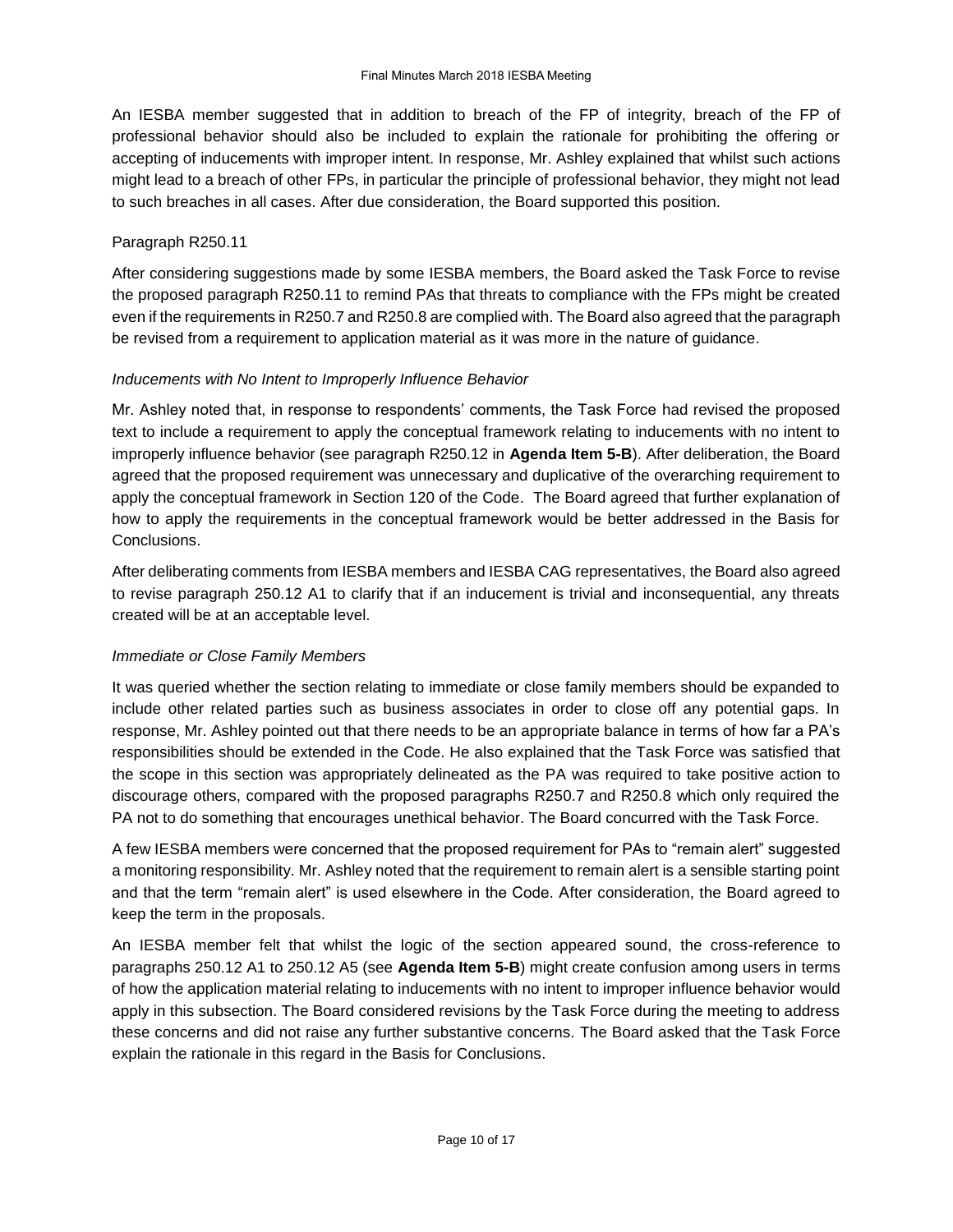An IESBA member suggested that in addition to breach of the FP of integrity, breach of the FP of professional behavior should also be included to explain the rationale for prohibiting the offering or accepting of inducements with improper intent. In response, Mr. Ashley explained that whilst such actions might lead to a breach of other FPs, in particular the principle of professional behavior, they might not lead to such breaches in all cases. After due consideration, the Board supported this position.

Paragraph R250.11

After considering suggestions made by some IESBA members, the Board asked the Task Force to revise the proposed paragraph R250.11 to remind PAs that threats to compliance with the FPs might be created even if the requirements in R250.7 and R250.8 are complied with. The Board also agreed that the paragraph be revised from a requirement to application material as it was more in the nature of guidance.

*Inducements with No Intent to Improperly Influence Behavior*

Mr. Ashley noted that, in response to respondents' comments, the Task Force had revised the proposed text to include a requirement to apply the conceptual framework relating to inducements with no intent to improperly influence behavior (see paragraph R250.12 in **Agenda Item 5-B**). After deliberation, the Board agreed that the proposed requirement was unnecessary and duplicative of the overarching requirement to apply the conceptual framework in Section 120 of the Code. The Board agreed that further explanation of how to apply the requirements in the conceptual framework would be better addressed in the Basis for Conclusions.

After deliberating comments from IESBA members and IESBA CAG representatives, the Board also agreed to revise paragraph 250.12 A1 to clarify that if an inducement is trivial and inconsequential, any threats created will be at an acceptable level.

*Immediate or Close Family Members*

It was queried whether the section relating to immediate or close family members should be expanded to include other related parties such as business associates in order to close off any potential gaps. In response, Mr. Ashley pointed out that there needs to be an appropriate balance in terms of how far a PA's responsibilities should be extended in the Code. He also explained that the Task Force was satisfied that the scope in this section was appropriately delineated as the PA was required to take positive action to discourage others, compared with the proposed paragraphs R250.7 and R250.8 which only required the PA not to do something that encourages unethical behavior. The Board concurred with the Task Force.

A few IESBA members were concerned that the proposed requirement for PAs to "remain alert" suggested a monitoring responsibility. Mr. Ashley noted that the requirement to remain alert is a sensible starting point and that the term "remain alert" is used elsewhere in the Code. After consideration, the Board agreed to keep the term in the proposals.

An IESBA member felt that whilst the logic of the section appeared sound, the cross-reference to paragraphs 250.12 A1 to 250.12 A5 (see **Agenda Item 5-B**) might create confusion among users in terms of how the application material relating to inducements with no intent to improper influence behavior would apply in this subsection. The Board considered revisions by the Task Force during the meeting to address these concerns and did not raise any further substantive concerns. The Board asked that the Task Force explain the rationale in this regard in the Basis for Conclusions.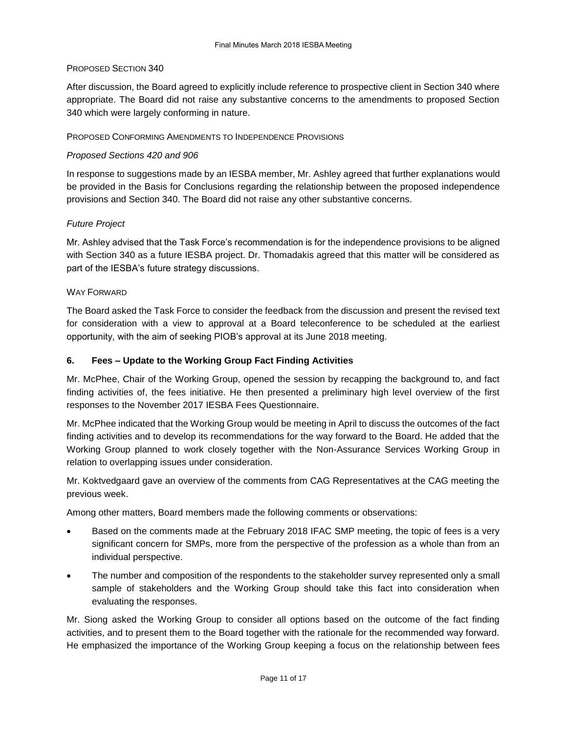#### Proposed Section 340

After discussion, the Board agreed to explicitly include reference to prospective client in Section 340 where appropriate. The Board did not raise any substantive concerns to the amendments to proposed Section 340 which were largely conforming in nature.

#### Proposed Conforming Amendments to Independence Provisions

*Proposed Sections 420 and 906*

In response to suggestions made by an IESBA member, Mr. Ashley agreed that further explanations would be provided in the Basis for Conclusions regarding the relationship between the proposed independence provisions and Section 340. The Board did not raise any other substantive concerns.

*Future Project*

Mr. Ashley advised that the Task Force's recommendation is for the independence provisions to be aligned with Section 340 as a future IESBA project. Dr. Thomadakis agreed that this matter will be considered as part of the IESBA's future strategy discussions.

#### Way Forward

The Board asked the Task Force to consider the feedback from the discussion and present the revised text for consideration with a view to approval at a Board teleconference to be scheduled at the earliest opportunity, with the aim of seeking PIOB's approval at its June 2018 meeting.

### 6. Fees – Update to the Working Group Fact Finding Activities

Mr. McPhee, Chair of the Working Group, opened the session by recapping the background to, and fact finding activities of, the fees initiative. He then presented a preliminary high level overview of the first responses to the November 2017 IESBA Fees Questionnaire.

Mr. McPhee indicated that the Working Group would be meeting in April to discuss the outcomes of the fact finding activities and to develop its recommendations for the way forward to the Board. He added that the Working Group planned to work closely together with the Non-Assurance Services Working Group in relation to overlapping issues under consideration.

Mr. Koktvedgaard gave an overview of the comments from CAG Representatives at the CAG meeting the previous week.

Among other matters, Board members made the following comments or observations:

- Based on the comments made at the February 2018 IFAC SMP meeting, the topic of fees is a very significant concern for SMPs, more from the perspective of the profession as a whole than from an individual perspective.
- The number and composition of the respondents to the stakeholder survey represented only a small sample of stakeholders and the Working Group should take this fact into consideration when evaluating the responses.

Mr. Siong asked the Working Group to consider all options based on the outcome of the fact finding activities, and to present them to the Board together with the rationale for the recommended way forward. He emphasized the importance of the Working Group keeping a focus on the relationship between fees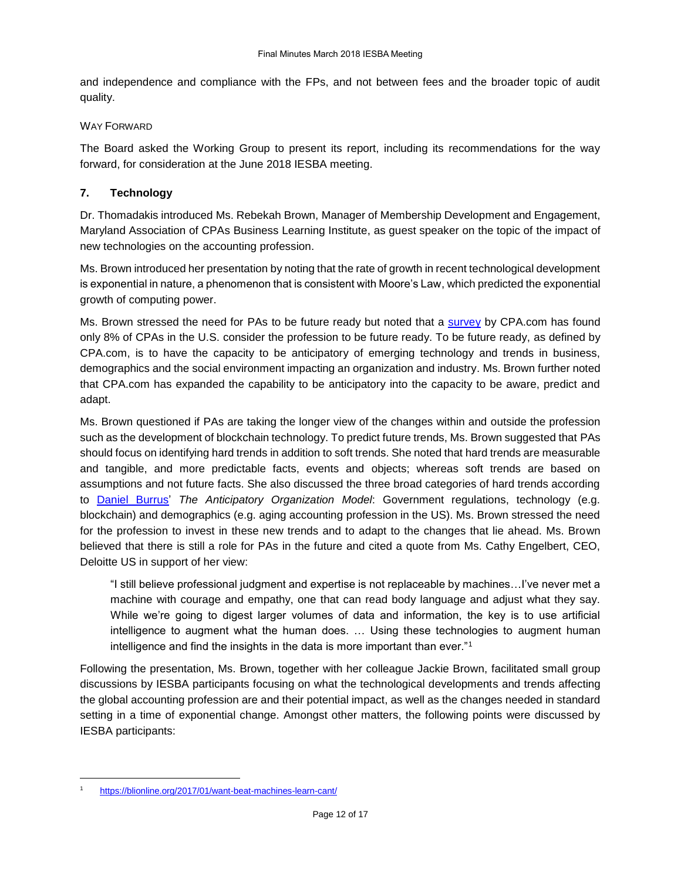and independence and compliance with the FPs, and not between fees and the broader topic of audit quality.

WAY FORWARD

The Board asked the Working Group to present its report, including its recommendations for the way forward, for consideration at the June 2018 IESBA meeting.

## 7. Technology

Dr. Thomadakis introduced Ms. Rebekah Brown, Manager of Membership Development and Engagement, Maryland Association of CPAs Business Learning Institute, as guest speaker on the topic of the impact of new technologies on the accounting profession.

Ms. Brown introduced her presentation by noting that the rate of growth in recent technological development is exponential in nature, a phenomenon that is consistent with Moore's Law, which predicted the exponential growth of computing power.

Ms. Brown stressed the need for PAs to be future ready but noted that a survey by CPA.com has found only 8% of CPAs in the U.S. consider the profession to be future ready. To be future ready, as defined by CPA.com, is to have the capacity to be anticipatory of emerging technology and trends in business, demographics and the social environment impacting an organization and industry. Ms. Brown further noted that CPA.com has expanded the capability to be anticipatory into the capacity to be aware, predict and adapt.

Ms. Brown questioned if PAs are taking the longer view of the changes within and outside the profession such as the development of blockchain technology. To predict future trends, Ms. Brown suggested that PAs should focus on identifying hard trends in addition to soft trends. She noted that hard trends are measurable and tangible, and more predictable facts, events and objects; whereas soft trends are based on assumptions and not future facts. She also discussed the three broad categories of hard trends according to Daniel Burrus' *The Anticipatory Organization Model*: Government regulations, technology (e.g. blockchain) and demographics (e.g. aging accounting profession in the US). Ms. Brown stressed the need for the profession to invest in these new trends and to adapt to the changes that lie ahead. Ms. Brown believed that there is still a role for PAs in the future and cited a quote from Ms. Cathy Engelbert, CEO, Deloitte US in support of her view:

> "I still believe professional judgment and expertise is not replaceable by machines…I've never met a machine with courage and empathy, one that can read body language and adjust what they say. While we're going to digest larger volumes of data and information, the key is to use artificial intelligence to augment what the human does. … Using these technologies to augment human intelligence and find the insights in the data is more important than ever."[1]

Following the presentation, Ms. Brown, together with her colleague Jackie Brown, facilitated small group discussions by IESBA participants focusing on what the technological developments and trends affecting the global accounting profession are and their potential impact, as well as the changes needed in standard setting in a time of exponential change. Amongst other matters, the following points were discussed by IESBA participants:

---

[1] https://blionline.org/2017/01/want-beat-machines-learn-cant/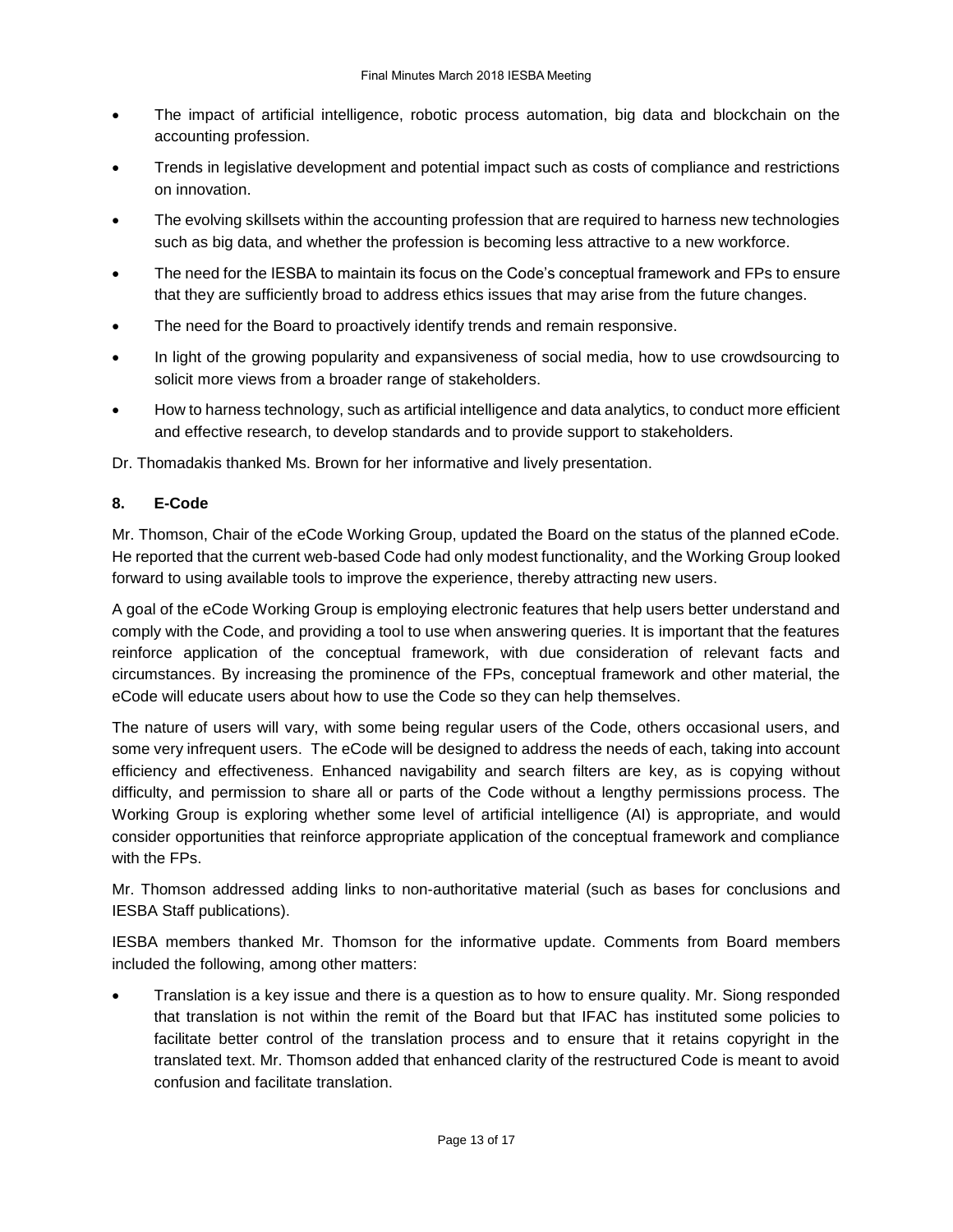- The impact of artificial intelligence, robotic process automation, big data and blockchain on the accounting profession.
- Trends in legislative development and potential impact such as costs of compliance and restrictions on innovation.
- The evolving skillsets within the accounting profession that are required to harness new technologies such as big data, and whether the profession is becoming less attractive to a new workforce.
- The need for the IESBA to maintain its focus on the Code's conceptual framework and FPs to ensure that they are sufficiently broad to address ethics issues that may arise from the future changes.
- The need for the Board to proactively identify trends and remain responsive.
- In light of the growing popularity and expansiveness of social media, how to use crowdsourcing to solicit more views from a broader range of stakeholders.
- How to harness technology, such as artificial intelligence and data analytics, to conduct more efficient and effective research, to develop standards and to provide support to stakeholders.

Dr. Thomadakis thanked Ms. Brown for her informative and lively presentation.

## 8. E-Code

Mr. Thomson, Chair of the eCode Working Group, updated the Board on the status of the planned eCode. He reported that the current web-based Code had only modest functionality, and the Working Group looked forward to using available tools to improve the experience, thereby attracting new users.

A goal of the eCode Working Group is employing electronic features that help users better understand and comply with the Code, and providing a tool to use when answering queries. It is important that the features reinforce application of the conceptual framework, with due consideration of relevant facts and circumstances. By increasing the prominence of the FPs, conceptual framework and other material, the eCode will educate users about how to use the Code so they can help themselves.

The nature of users will vary, with some being regular users of the Code, others occasional users, and some very infrequent users. The eCode will be designed to address the needs of each, taking into account efficiency and effectiveness. Enhanced navigability and search filters are key, as is copying without difficulty, and permission to share all or parts of the Code without a lengthy permissions process. The Working Group is exploring whether some level of artificial intelligence (AI) is appropriate, and would consider opportunities that reinforce appropriate application of the conceptual framework and compliance with the FPs.

Mr. Thomson addressed adding links to non-authoritative material (such as bases for conclusions and IESBA Staff publications).

IESBA members thanked Mr. Thomson for the informative update. Comments from Board members included the following, among other matters:

- Translation is a key issue and there is a question as to how to ensure quality. Mr. Siong responded that translation is not within the remit of the Board but that IFAC has instituted some policies to facilitate better control of the translation process and to ensure that it retains copyright in the translated text. Mr. Thomson added that enhanced clarity of the restructured Code is meant to avoid confusion and facilitate translation.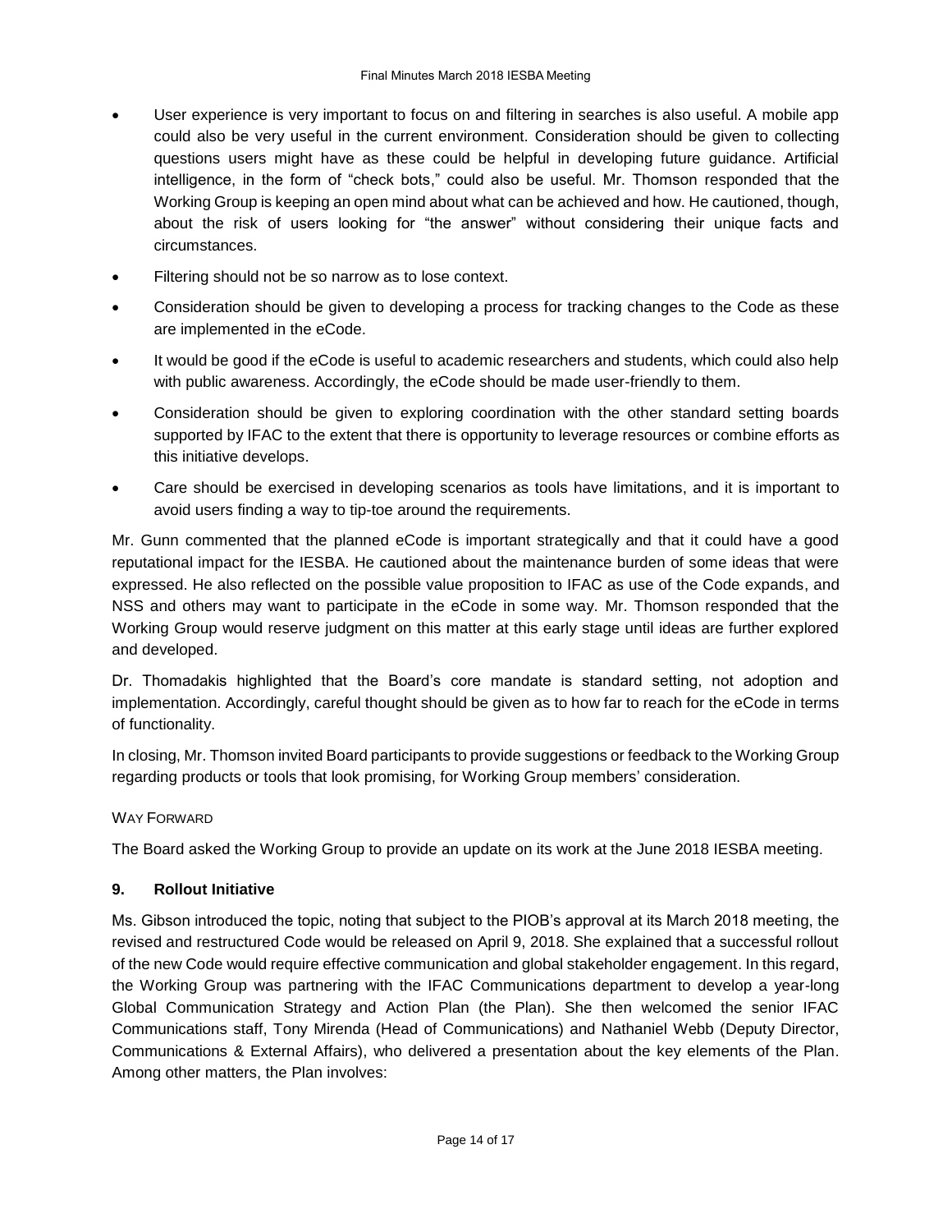- User experience is very important to focus on and filtering in searches is also useful. A mobile app could also be very useful in the current environment. Consideration should be given to collecting questions users might have as these could be helpful in developing future guidance. Artificial intelligence, in the form of "check bots," could also be useful. Mr. Thomson responded that the Working Group is keeping an open mind about what can be achieved and how. He cautioned, though, about the risk of users looking for "the answer" without considering their unique facts and circumstances.
- Filtering should not be so narrow as to lose context.
- Consideration should be given to developing a process for tracking changes to the Code as these are implemented in the eCode.
- It would be good if the eCode is useful to academic researchers and students, which could also help with public awareness. Accordingly, the eCode should be made user-friendly to them.
- Consideration should be given to exploring coordination with the other standard setting boards supported by IFAC to the extent that there is opportunity to leverage resources or combine efforts as this initiative develops.
- Care should be exercised in developing scenarios as tools have limitations, and it is important to avoid users finding a way to tip-toe around the requirements.

Mr. Gunn commented that the planned eCode is important strategically and that it could have a good reputational impact for the IESBA. He cautioned about the maintenance burden of some ideas that were expressed. He also reflected on the possible value proposition to IFAC as use of the Code expands, and NSS and others may want to participate in the eCode in some way. Mr. Thomson responded that the Working Group would reserve judgment on this matter at this early stage until ideas are further explored and developed.

Dr. Thomadakis highlighted that the Board's core mandate is standard setting, not adoption and implementation. Accordingly, careful thought should be given as to how far to reach for the eCode in terms of functionality.

In closing, Mr. Thomson invited Board participants to provide suggestions or feedback to the Working Group regarding products or tools that look promising, for Working Group members' consideration.

WAY FORWARD

The Board asked the Working Group to provide an update on its work at the June 2018 IESBA meeting.

## 9. Rollout Initiative

Ms. Gibson introduced the topic, noting that subject to the PIOB's approval at its March 2018 meeting, the revised and restructured Code would be released on April 9, 2018. She explained that a successful rollout of the new Code would require effective communication and global stakeholder engagement. In this regard, the Working Group was partnering with the IFAC Communications department to develop a year-long Global Communication Strategy and Action Plan (the Plan). She then welcomed the senior IFAC Communications staff, Tony Mirenda (Head of Communications) and Nathaniel Webb (Deputy Director, Communications & External Affairs), who delivered a presentation about the key elements of the Plan. Among other matters, the Plan involves: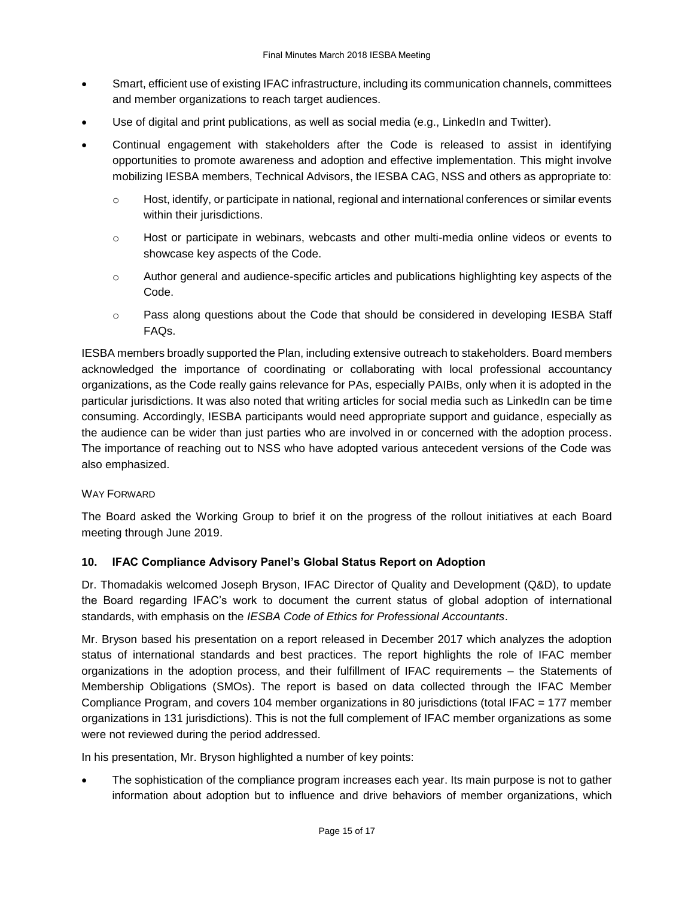- Smart, efficient use of existing IFAC infrastructure, including its communication channels, committees and member organizations to reach target audiences.
- Use of digital and print publications, as well as social media (e.g., LinkedIn and Twitter).
- Continual engagement with stakeholders after the Code is released to assist in identifying opportunities to promote awareness and adoption and effective implementation. This might involve mobilizing IESBA members, Technical Advisors, the IESBA CAG, NSS and others as appropriate to:
  - Host, identify, or participate in national, regional and international conferences or similar events within their jurisdictions.
  - Host or participate in webinars, webcasts and other multi-media online videos or events to showcase key aspects of the Code.
  - Author general and audience-specific articles and publications highlighting key aspects of the Code.
  - Pass along questions about the Code that should be considered in developing IESBA Staff FAQs.

IESBA members broadly supported the Plan, including extensive outreach to stakeholders. Board members acknowledged the importance of coordinating or collaborating with local professional accountancy organizations, as the Code really gains relevance for PAs, especially PAIBs, only when it is adopted in the particular jurisdictions. It was also noted that writing articles for social media such as LinkedIn can be time consuming. Accordingly, IESBA participants would need appropriate support and guidance, especially as the audience can be wider than just parties who are involved in or concerned with the adoption process. The importance of reaching out to NSS who have adopted various antecedent versions of the Code was also emphasized.

#### WAY FORWARD

The Board asked the Working Group to brief it on the progress of the rollout initiatives at each Board meeting through June 2019.

### 10. IFAC Compliance Advisory Panel's Global Status Report on Adoption

Dr. Thomadakis welcomed Joseph Bryson, IFAC Director of Quality and Development (Q&D), to update the Board regarding IFAC's work to document the current status of global adoption of international standards, with emphasis on the *IESBA Code of Ethics for Professional Accountants*.

Mr. Bryson based his presentation on a report released in December 2017 which analyzes the adoption status of international standards and best practices. The report highlights the role of IFAC member organizations in the adoption process, and their fulfillment of IFAC requirements – the Statements of Membership Obligations (SMOs). The report is based on data collected through the IFAC Member Compliance Program, and covers 104 member organizations in 80 jurisdictions (total IFAC = 177 member organizations in 131 jurisdictions). This is not the full complement of IFAC member organizations as some were not reviewed during the period addressed.

In his presentation, Mr. Bryson highlighted a number of key points:

- The sophistication of the compliance program increases each year. Its main purpose is not to gather information about adoption but to influence and drive behaviors of member organizations, which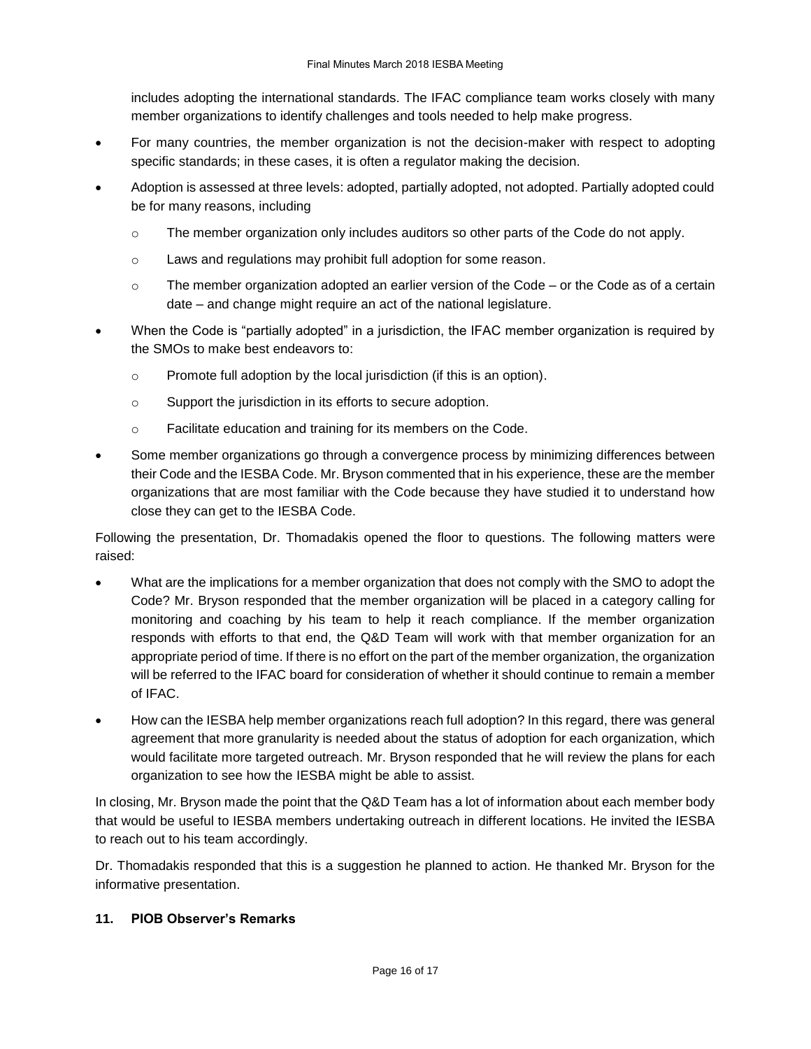includes adopting the international standards. The IFAC compliance team works closely with many member organizations to identify challenges and tools needed to help make progress.

- For many countries, the member organization is not the decision-maker with respect to adopting specific standards; in these cases, it is often a regulator making the decision.
- Adoption is assessed at three levels: adopted, partially adopted, not adopted. Partially adopted could be for many reasons, including
  - The member organization only includes auditors so other parts of the Code do not apply.
  - Laws and regulations may prohibit full adoption for some reason.
  - The member organization adopted an earlier version of the Code – or the Code as of a certain date – and change might require an act of the national legislature.
- When the Code is "partially adopted" in a jurisdiction, the IFAC member organization is required by the SMOs to make best endeavors to:
  - Promote full adoption by the local jurisdiction (if this is an option).
  - Support the jurisdiction in its efforts to secure adoption.
  - Facilitate education and training for its members on the Code.
- Some member organizations go through a convergence process by minimizing differences between their Code and the IESBA Code. Mr. Bryson commented that in his experience, these are the member organizations that are most familiar with the Code because they have studied it to understand how close they can get to the IESBA Code.

Following the presentation, Dr. Thomadakis opened the floor to questions. The following matters were raised:

- What are the implications for a member organization that does not comply with the SMO to adopt the Code? Mr. Bryson responded that the member organization will be placed in a category calling for monitoring and coaching by his team to help it reach compliance. If the member organization responds with efforts to that end, the Q&D Team will work with that member organization for an appropriate period of time. If there is no effort on the part of the member organization, the organization will be referred to the IFAC board for consideration of whether it should continue to remain a member of IFAC.
- How can the IESBA help member organizations reach full adoption? In this regard, there was general agreement that more granularity is needed about the status of adoption for each organization, which would facilitate more targeted outreach. Mr. Bryson responded that he will review the plans for each organization to see how the IESBA might be able to assist.

In closing, Mr. Bryson made the point that the Q&D Team has a lot of information about each member body that would be useful to IESBA members undertaking outreach in different locations. He invited the IESBA to reach out to his team accordingly.

Dr. Thomadakis responded that this is a suggestion he planned to action. He thanked Mr. Bryson for the informative presentation.

### 11. PIOB Observer's Remarks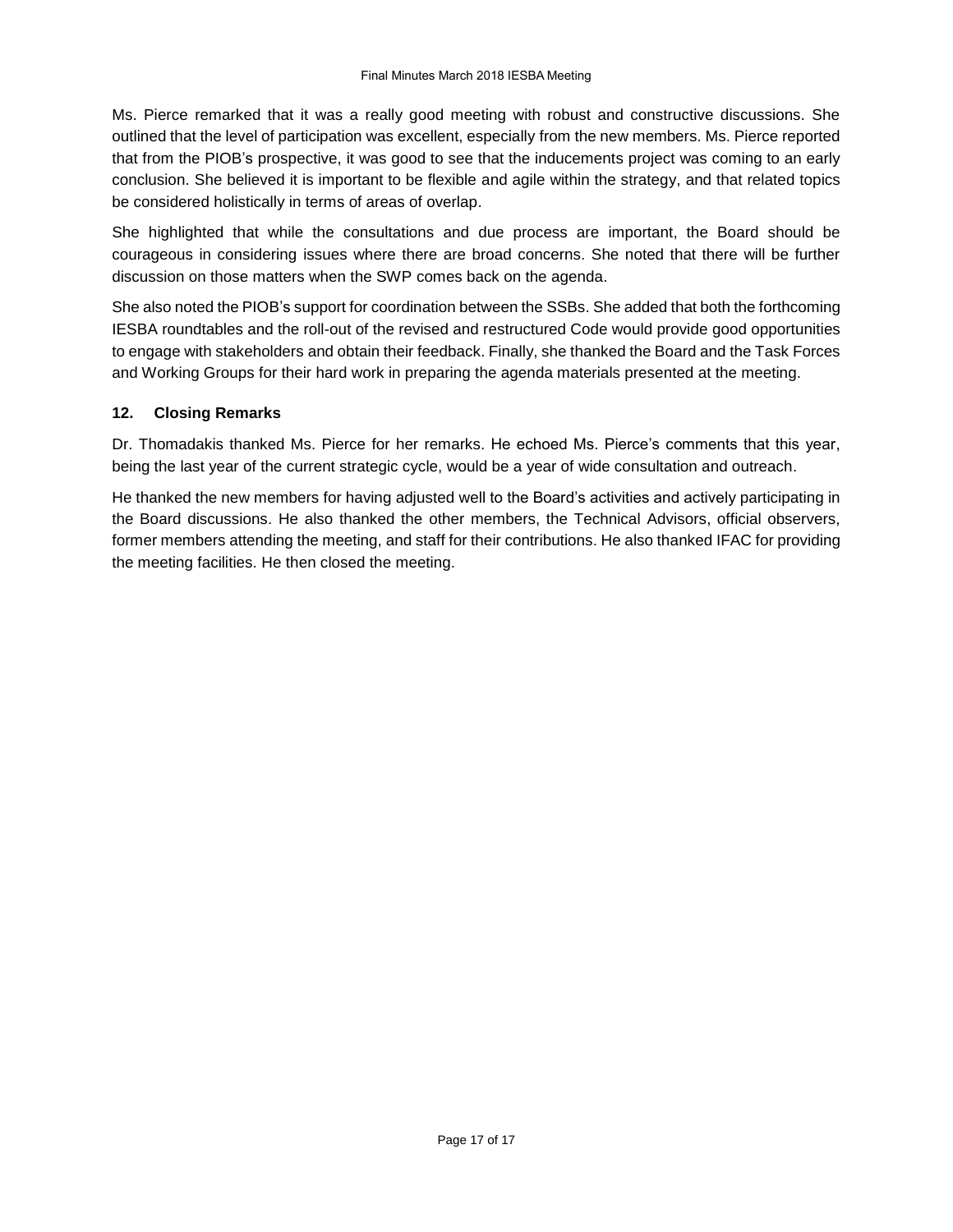Ms. Pierce remarked that it was a really good meeting with robust and constructive discussions. She outlined that the level of participation was excellent, especially from the new members. Ms. Pierce reported that from the PIOB's prospective, it was good to see that the inducements project was coming to an early conclusion. She believed it is important to be flexible and agile within the strategy, and that related topics be considered holistically in terms of areas of overlap.

She highlighted that while the consultations and due process are important, the Board should be courageous in considering issues where there are broad concerns. She noted that there will be further discussion on those matters when the SWP comes back on the agenda.

She also noted the PIOB's support for coordination between the SSBs. She added that both the forthcoming IESBA roundtables and the roll-out of the revised and restructured Code would provide good opportunities to engage with stakeholders and obtain their feedback. Finally, she thanked the Board and the Task Forces and Working Groups for their hard work in preparing the agenda materials presented at the meeting.

### 12. Closing Remarks

Dr. Thomadakis thanked Ms. Pierce for her remarks. He echoed Ms. Pierce's comments that this year, being the last year of the current strategic cycle, would be a year of wide consultation and outreach.

He thanked the new members for having adjusted well to the Board's activities and actively participating in the Board discussions. He also thanked the other members, the Technical Advisors, official observers, former members attending the meeting, and staff for their contributions. He also thanked IFAC for providing the meeting facilities. He then closed the meeting.